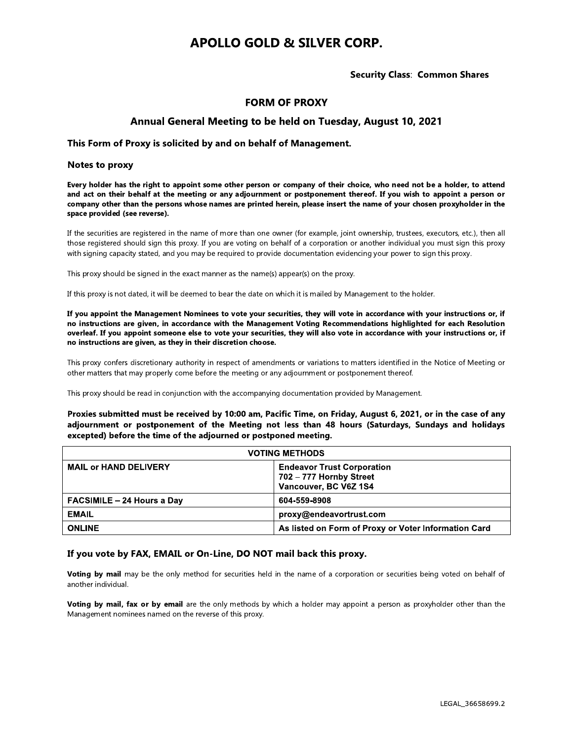# APOLLO GOLD & SILVER CORP.

**Security Class: Common Shares**

## FORM OF PROXY

## Annual General Meeting to be held on Tuesday, August 10, 2021

### This Form of Proxy is solicited by and on behalf of Management.

### Notes to proxy

**Every holder has the right to appoint some other person or company of their choice, who need not be a holder, to attend and act on their behalf at the meeting or any adjournment or postponement thereof. If you wish to appoint a person or company other than the persons whose names are printed herein, please insert the name of your chosen proxyholder in the space provided (see reverse).**

If the securities are registered in the name of more than one owner (for example, joint ownership, trustees, executors, etc.), then all those registered should sign this proxy. If you are voting on behalf of a corporation or another individual you must sign this proxy with signing capacity stated, and you may be required to provide documentation evidencing your power to sign this proxy.

This proxy should be signed in the exact manner as the name(s) appear(s) on the proxy.

If this proxy is not dated, it will be deemed to bear the date on which it is mailed by Management to the holder.

**If you appoint the Management Nominees to vote your securities, they will vote in accordance with your instructions or, if no instructions are given, in accordance with the Management Voting Recommendations highlighted for each Resolution overleaf. If you appoint someone else to vote your securities, they will also vote in accordance with your instructions or, if no instructions are given, as they in their discretion choose.**

This proxy confers discretionary authority in respect of amendments or variations to matters identified in the Notice of Meeting or other matters that may properly come before the meeting or any adjournment or postponement thereof.

This proxy should be read in conjunction with the accompanying documentation provided by Management.

**Proxies submitted must be received by 10:00 am, Pacific Time, on Friday, August 6, 2021, or in the case of any adjournment or postponement of the Meeting not less than 48 hours (Saturdays, Sundays and holidays excepted) before the time of the adjourned or postponed meeting.**

| VOTING METHODS | |
|---|---|
| **MAIL or HAND DELIVERY** | **Endeavor Trust Corporation**<br>**702 – 777 Hornby Street**<br>**Vancouver, BC V6Z 1S4** |
| **FACSIMILE – 24 Hours a Day** | **604-559-8908** |
| **EMAIL** | **proxy@endeavortrust.com** |
| **ONLINE** | **As listed on Form of Proxy or Voter Information Card** |

### If you vote by FAX, EMAIL or On-Line, DO NOT mail back this proxy.

**Voting by mail** may be the only method for securities held in the name of a corporation or securities being voted on behalf of another individual.

**Voting by mail, fax or by email** are the only methods by which a holder may appoint a person as proxyholder other than the Management nominees named on the reverse of this proxy.

LEGAL_36658699.2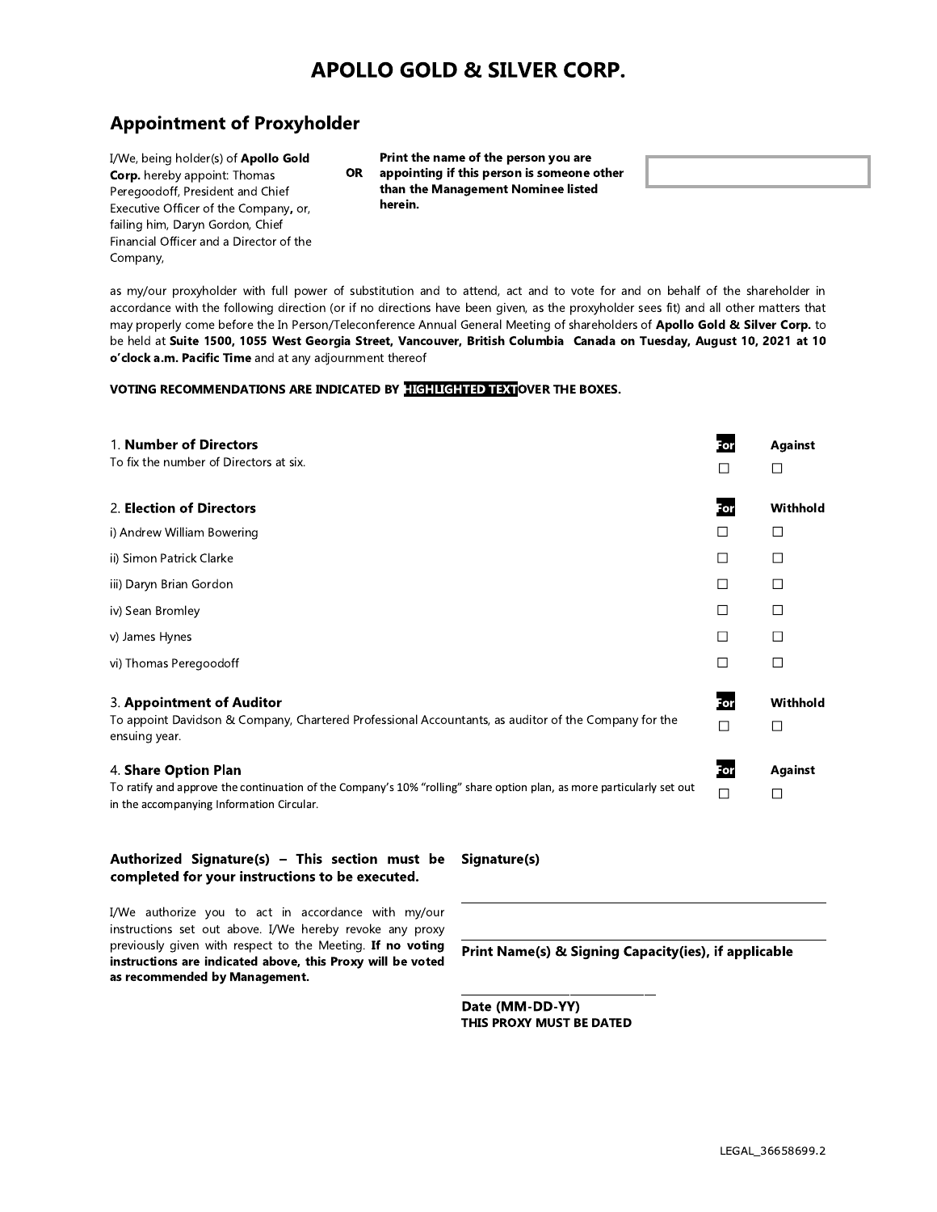# APOLLO GOLD & SILVER CORP.

## Appointment of Proxyholder

| | | | |
|---|---|---|---|
| I/We, being holder(s) of **Apollo Gold Corp.** hereby appoint: Thomas Peregoodoff, President and Chief Executive Officer of the Company**,** or, failing him, Daryn Gordon, Chief Financial Officer and a Director of the Company, | **OR** | **Print the name of the person you are appointing if this person is someone other than the Management Nominee listed herein.** | |

as my/our proxyholder with full power of substitution and to attend, act and to vote for and on behalf of the shareholder in accordance with the following direction (or if no directions have been given, as the proxyholder sees fit) and all other matters that may properly come before the In Person/Teleconference Annual General Meeting of shareholders of **Apollo Gold & Silver Corp.** to be held at **Suite 1500, 1055 West Georgia Street, Vancouver, British Columbia Canada on Tuesday, August 10, 2021 at 10 o'clock a.m. Pacific Time** and at any adjournment thereof

**VOTING RECOMMENDATIONS ARE INDICATED BY HIGHLIGHTED TEXT OVER THE BOXES.**

| | For | Against |
|---|---|---|
| 1. **Number of Directors**<br>To fix the number of Directors at six. | ☐ | ☐ |

| 2. **Election of Directors** | For | Withhold |
|---|---|---|
| i) Andrew William Bowering | ☐ | ☐ |
| ii) Simon Patrick Clarke | ☐ | ☐ |
| iii) Daryn Brian Gordon | ☐ | ☐ |
| iv) Sean Bromley | ☐ | ☐ |
| v) James Hynes | ☐ | ☐ |
| vi) Thomas Peregoodoff | ☐ | ☐ |

| | For | Withhold |
|---|---|---|
| 3. **Appointment of Auditor**<br>To appoint Davidson & Company, Chartered Professional Accountants, as auditor of the Company for the ensuing year. | ☐ | ☐ |

| | For | Against |
|---|---|---|
| 4. **Share Option Plan**<br>To ratify and approve the continuation of the Company's 10% "rolling" share option plan, as more particularly set out in the accompanying Information Circular. | ☐ | ☐ |

**Authorized Signature(s) – This section must be completed for your instructions to be executed.**

I/We authorize you to act in accordance with my/our instructions set out above. I/We hereby revoke any proxy previously given with respect to the Meeting. **If no voting instructions are indicated above, this Proxy will be voted as recommended by Management.**

**Signature(s)**

______________________________

**Print Name(s) & Signing Capacity(ies), if applicable**

______________________________

**Date (MM-DD-YY)**
**THIS PROXY MUST BE DATED**

LEGAL_36658699.2